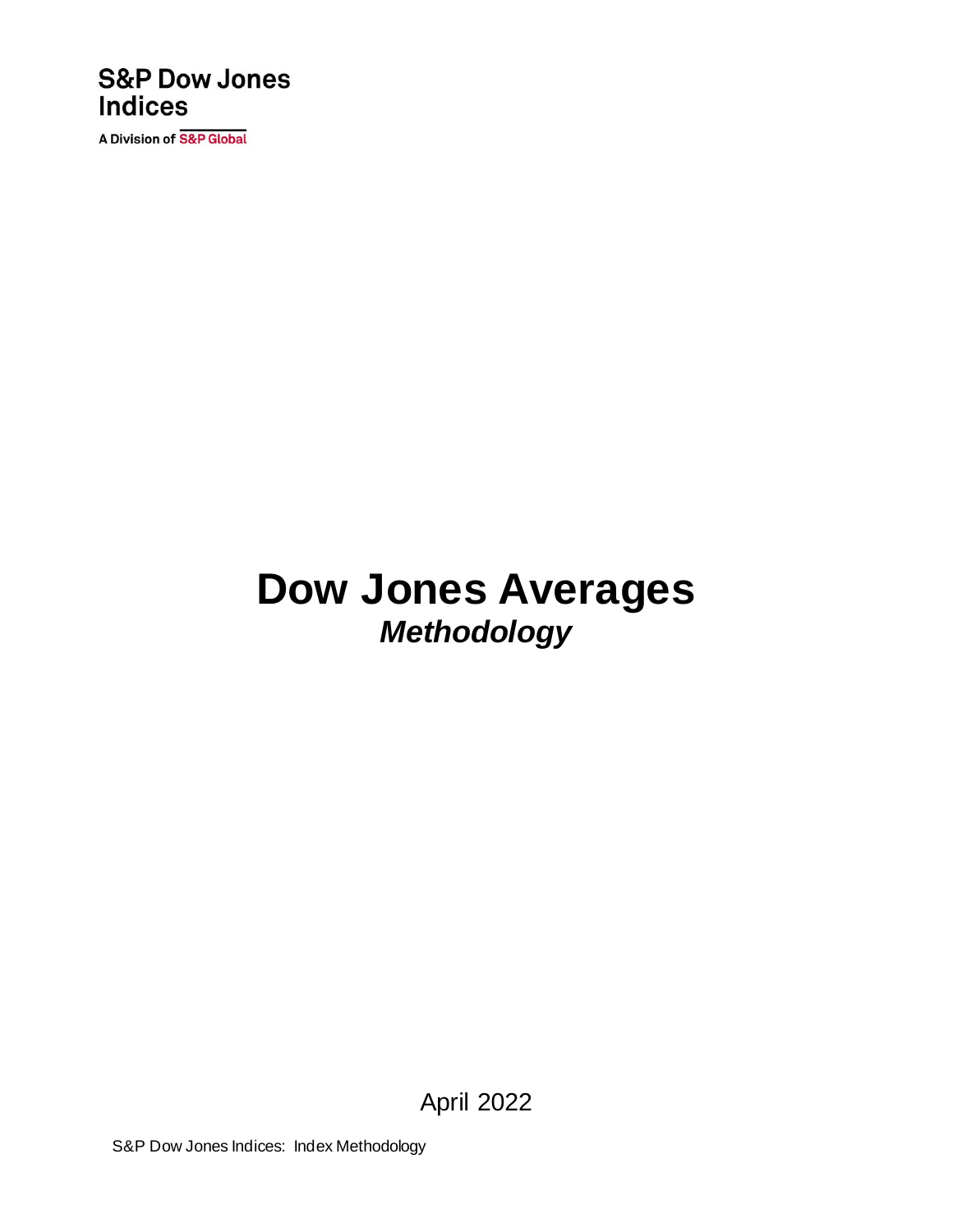S&P Dow Jones Indices

A Division of S&P Global

# Dow Jones Averages

***Methodology***

April 2022

S&P Dow Jones Indices: Index Methodology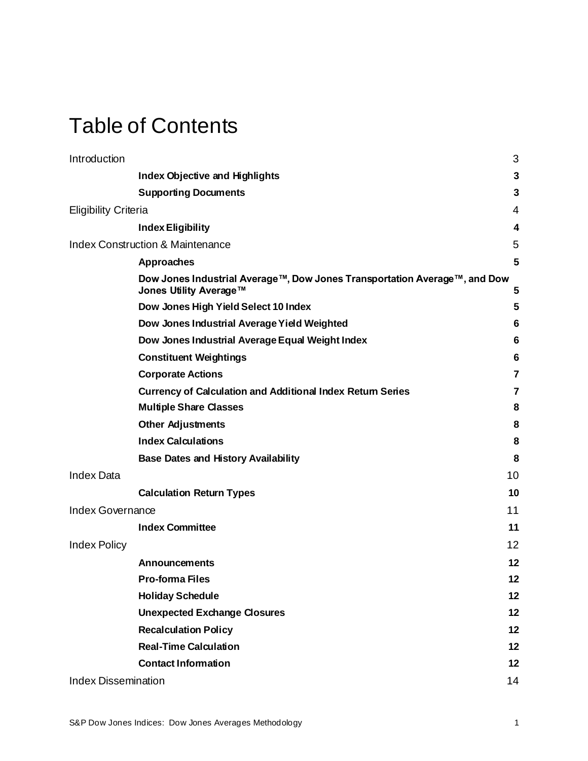# Table of Contents

| | |
|---|---|
| Introduction | 3 |
| **Index Objective and Highlights** | **3** |
| **Supporting Documents** | **3** |
| Eligibility Criteria | 4 |
| **Index Eligibility** | **4** |
| Index Construction & Maintenance | 5 |
| **Approaches** | **5** |
| **Dow Jones Industrial Average™, Dow Jones Transportation Average™, and Dow Jones Utility Average™** | **5** |
| **Dow Jones High Yield Select 10 Index** | **5** |
| **Dow Jones Industrial Average Yield Weighted** | **6** |
| **Dow Jones Industrial Average Equal Weight Index** | **6** |
| **Constituent Weightings** | **6** |
| **Corporate Actions** | **7** |
| **Currency of Calculation and Additional Index Return Series** | **7** |
| **Multiple Share Classes** | **8** |
| **Other Adjustments** | **8** |
| **Index Calculations** | **8** |
| **Base Dates and History Availability** | **8** |
| Index Data | 10 |
| **Calculation Return Types** | **10** |
| Index Governance | 11 |
| **Index Committee** | **11** |
| Index Policy | 12 |
| **Announcements** | **12** |
| **Pro-forma Files** | **12** |
| **Holiday Schedule** | **12** |
| **Unexpected Exchange Closures** | **12** |
| **Recalculation Policy** | **12** |
| **Real-Time Calculation** | **12** |
| **Contact Information** | **12** |
| Index Dissemination | 14 |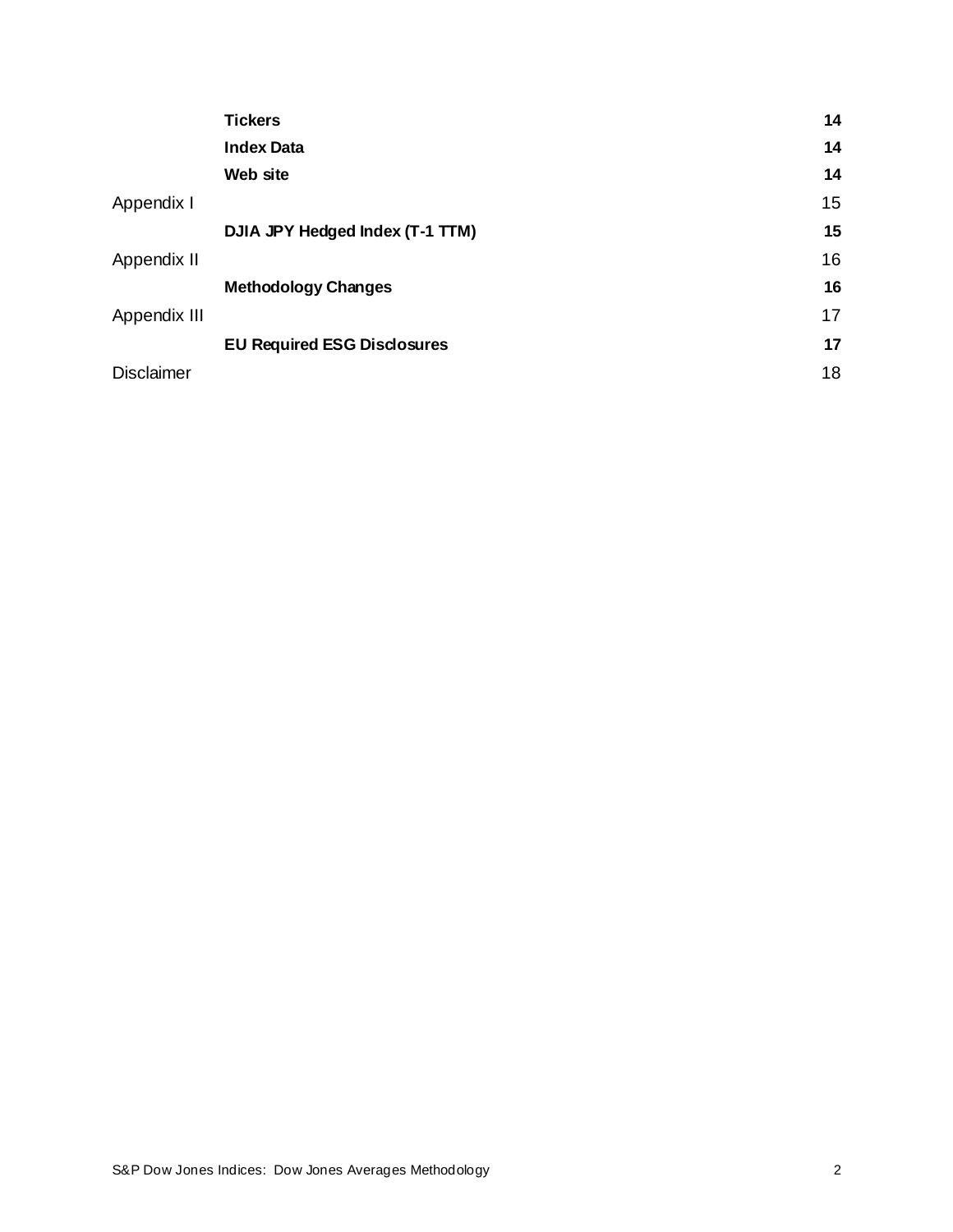| | | |
|---|---|---|
| | **Tickers** | **14** |
| | **Index Data** | **14** |
| | **Web site** | **14** |
| Appendix I | | 15 |
| | **DJIA JPY Hedged Index (T-1 TTM)** | **15** |
| Appendix II | | 16 |
| | **Methodology Changes** | **16** |
| Appendix III | | 17 |
| | **EU Required ESG Disclosures** | **17** |
| Disclaimer | | 18 |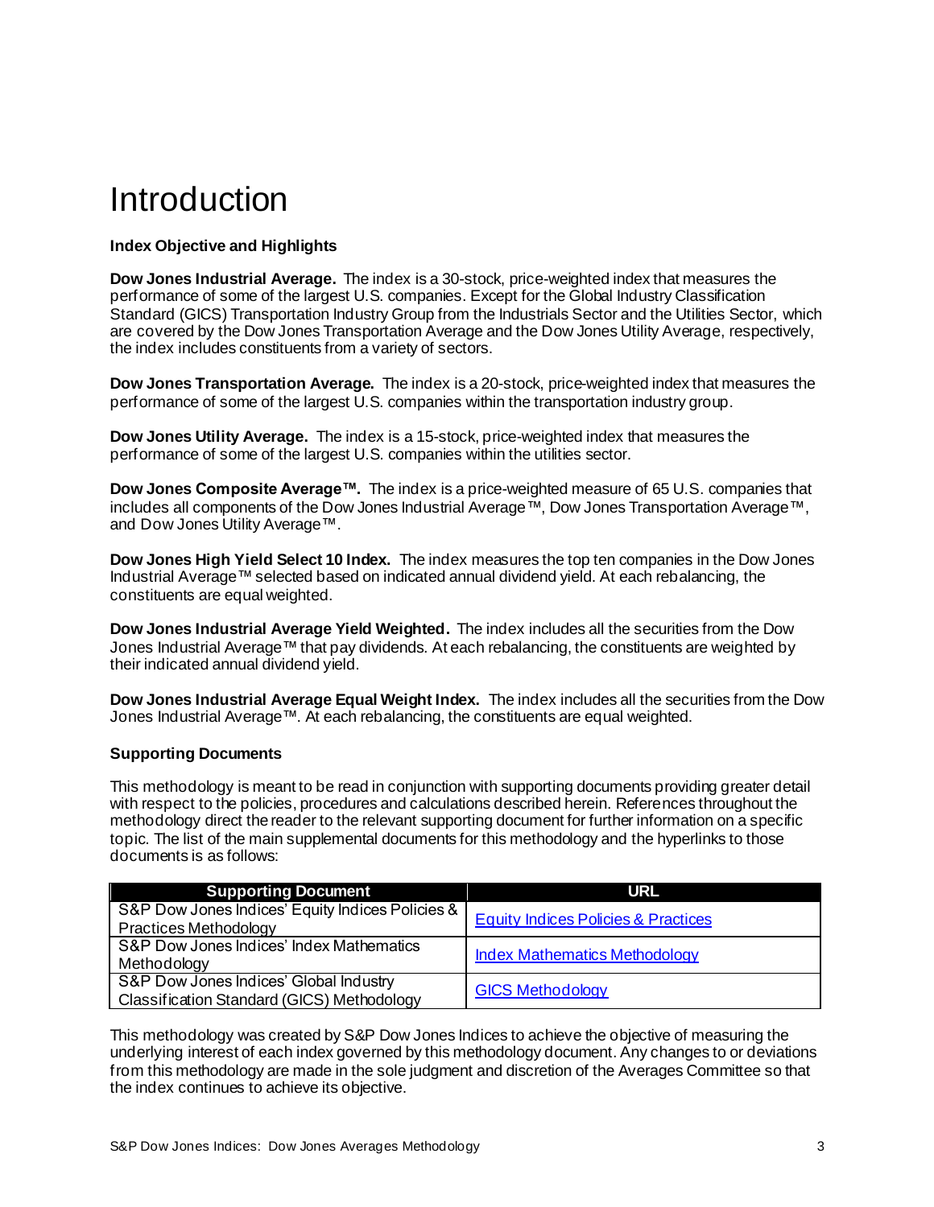# Introduction

**Index Objective and Highlights**

**Dow Jones Industrial Average.** The index is a 30-stock, price-weighted index that measures the performance of some of the largest U.S. companies. Except for the Global Industry Classification Standard (GICS) Transportation Industry Group from the Industrials Sector and the Utilities Sector, which are covered by the Dow Jones Transportation Average and the Dow Jones Utility Average, respectively, the index includes constituents from a variety of sectors.

**Dow Jones Transportation Average.** The index is a 20-stock, price-weighted index that measures the performance of some of the largest U.S. companies within the transportation industry group.

**Dow Jones Utility Average.** The index is a 15-stock, price-weighted index that measures the performance of some of the largest U.S. companies within the utilities sector.

**Dow Jones Composite Average™.** The index is a price-weighted measure of 65 U.S. companies that includes all components of the Dow Jones Industrial Average™, Dow Jones Transportation Average™, and Dow Jones Utility Average™.

**Dow Jones High Yield Select 10 Index.** The index measures the top ten companies in the Dow Jones Industrial Average™ selected based on indicated annual dividend yield. At each rebalancing, the constituents are equal weighted.

**Dow Jones Industrial Average Yield Weighted.** The index includes all the securities from the Dow Jones Industrial Average™ that pay dividends. At each rebalancing, the constituents are weighted by their indicated annual dividend yield.

**Dow Jones Industrial Average Equal Weight Index.** The index includes all the securities from the Dow Jones Industrial Average™. At each rebalancing, the constituents are equal weighted.

**Supporting Documents**

This methodology is meant to be read in conjunction with supporting documents providing greater detail with respect to the policies, procedures and calculations described herein. References throughout the methodology direct the reader to the relevant supporting document for further information on a specific topic. The list of the main supplemental documents for this methodology and the hyperlinks to those documents is as follows:

| Supporting Document | URL |
|---|---|
| S&P Dow Jones Indices' Equity Indices Policies & Practices Methodology | Equity Indices Policies & Practices |
| S&P Dow Jones Indices' Index Mathematics Methodology | Index Mathematics Methodology |
| S&P Dow Jones Indices' Global Industry Classification Standard (GICS) Methodology | GICS Methodology |

This methodology was created by S&P Dow Jones Indices to achieve the objective of measuring the underlying interest of each index governed by this methodology document. Any changes to or deviations from this methodology are made in the sole judgment and discretion of the Averages Committee so that the index continues to achieve its objective.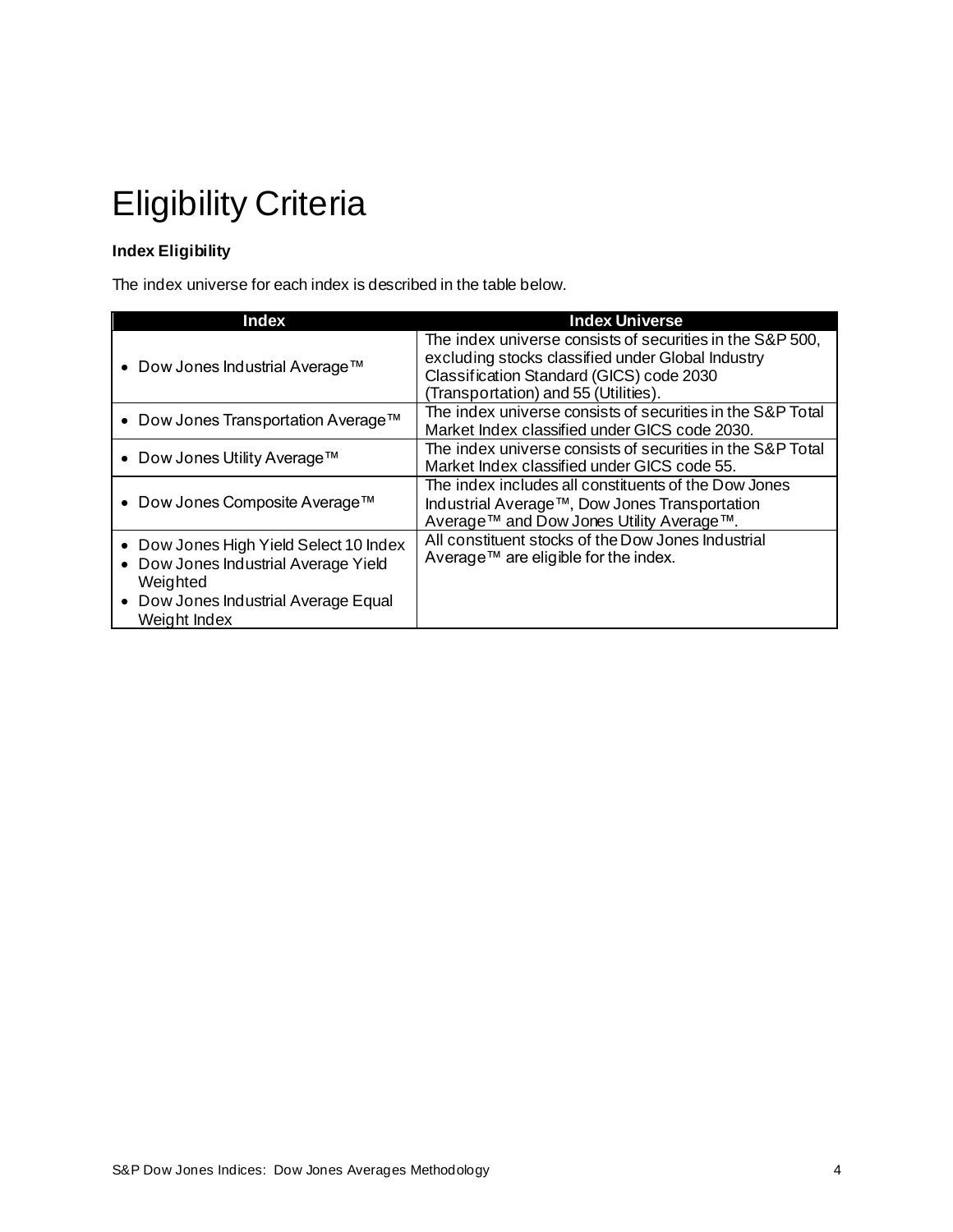# Eligibility Criteria

**Index Eligibility**

The index universe for each index is described in the table below.

| Index | Index Universe |
|---|---|
| • Dow Jones Industrial Average™ | The index universe consists of securities in the S&P 500, excluding stocks classified under Global Industry Classification Standard (GICS) code 2030 (Transportation) and 55 (Utilities). |
| • Dow Jones Transportation Average™ | The index universe consists of securities in the S&P Total Market Index classified under GICS code 2030. |
| • Dow Jones Utility Average™ | The index universe consists of securities in the S&P Total Market Index classified under GICS code 55. |
| • Dow Jones Composite Average™ | The index includes all constituents of the Dow Jones Industrial Average™, Dow Jones Transportation Average™ and Dow Jones Utility Average™. |
| • Dow Jones High Yield Select 10 Index<br>• Dow Jones Industrial Average Yield Weighted<br>• Dow Jones Industrial Average Equal Weight Index | All constituent stocks of the Dow Jones Industrial Average™ are eligible for the index. |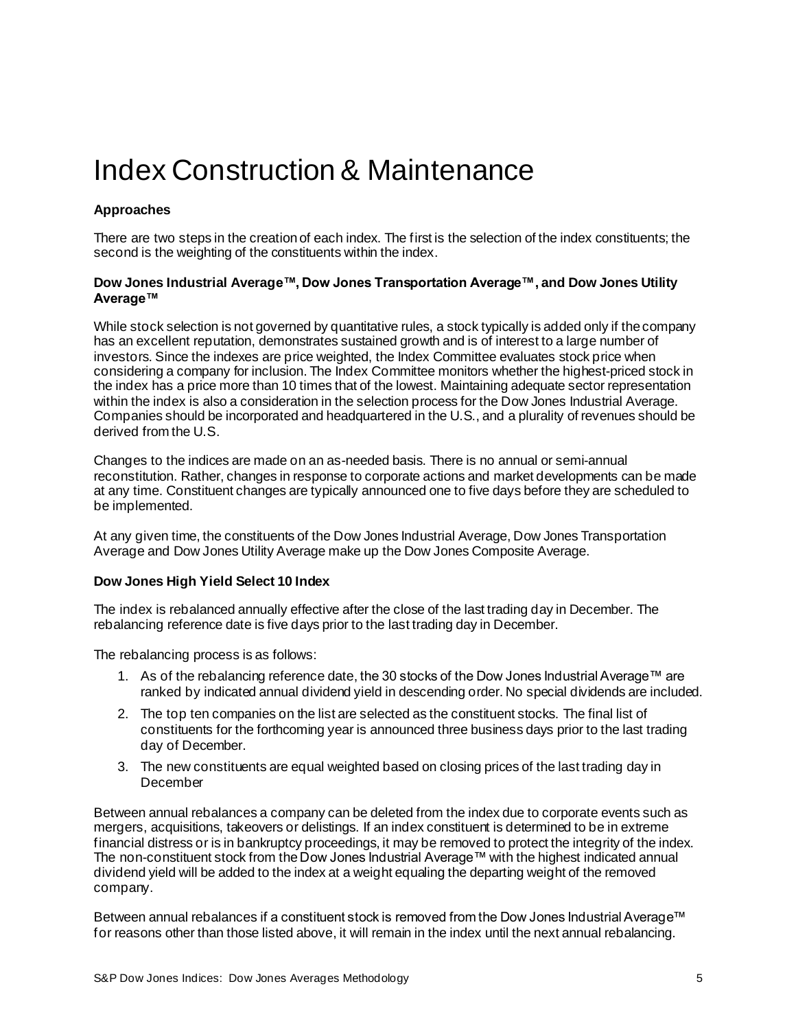# Index Construction & Maintenance

**Approaches**

There are two steps in the creation of each index. The first is the selection of the index constituents; the second is the weighting of the constituents within the index.

**Dow Jones Industrial Average™, Dow Jones Transportation Average™, and Dow Jones Utility Average™**

While stock selection is not governed by quantitative rules, a stock typically is added only if the company has an excellent reputation, demonstrates sustained growth and is of interest to a large number of investors. Since the indexes are price weighted, the Index Committee evaluates stock price when considering a company for inclusion. The Index Committee monitors whether the highest-priced stock in the index has a price more than 10 times that of the lowest. Maintaining adequate sector representation within the index is also a consideration in the selection process for the Dow Jones Industrial Average. Companies should be incorporated and headquartered in the U.S., and a plurality of revenues should be derived from the U.S.

Changes to the indices are made on an as-needed basis. There is no annual or semi-annual reconstitution. Rather, changes in response to corporate actions and market developments can be made at any time. Constituent changes are typically announced one to five days before they are scheduled to be implemented.

At any given time, the constituents of the Dow Jones Industrial Average, Dow Jones Transportation Average and Dow Jones Utility Average make up the Dow Jones Composite Average.

**Dow Jones High Yield Select 10 Index**

The index is rebalanced annually effective after the close of the last trading day in December. The rebalancing reference date is five days prior to the last trading day in December.

The rebalancing process is as follows:

1. As of the rebalancing reference date, the 30 stocks of the Dow Jones Industrial Average™ are ranked by indicated annual dividend yield in descending order. No special dividends are included.
2. The top ten companies on the list are selected as the constituent stocks. The final list of constituents for the forthcoming year is announced three business days prior to the last trading day of December.
3. The new constituents are equal weighted based on closing prices of the last trading day in December

Between annual rebalances a company can be deleted from the index due to corporate events such as mergers, acquisitions, takeovers or delistings. If an index constituent is determined to be in extreme financial distress or is in bankruptcy proceedings, it may be removed to protect the integrity of the index. The non-constituent stock from the Dow Jones Industrial Average™ with the highest indicated annual dividend yield will be added to the index at a weight equaling the departing weight of the removed company.

Between annual rebalances if a constituent stock is removed from the Dow Jones Industrial Average™ for reasons other than those listed above, it will remain in the index until the next annual rebalancing.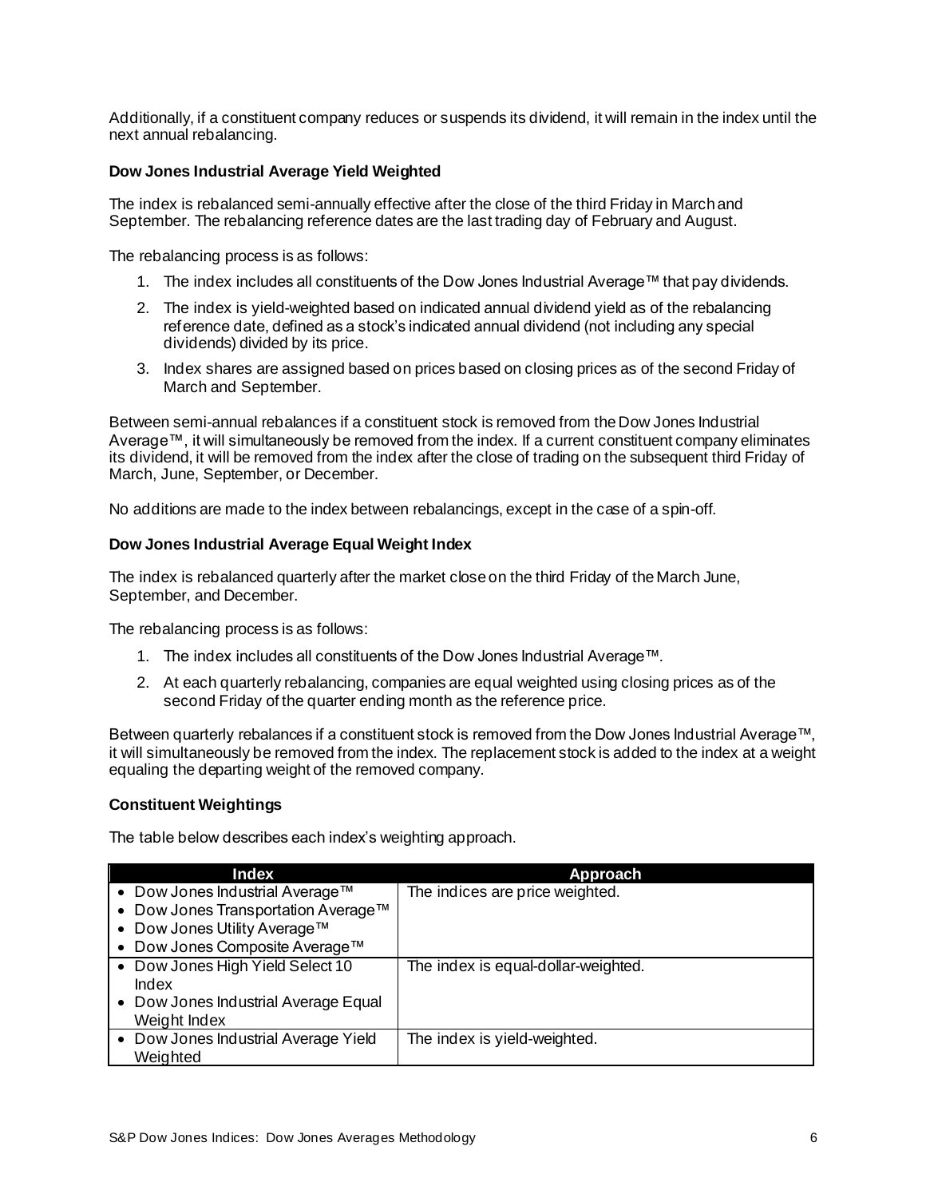Additionally, if a constituent company reduces or suspends its dividend, it will remain in the index until the next annual rebalancing.

### Dow Jones Industrial Average Yield Weighted

The index is rebalanced semi-annually effective after the close of the third Friday in March and September. The rebalancing reference dates are the last trading day of February and August.

The rebalancing process is as follows:

1. The index includes all constituents of the Dow Jones Industrial Average™ that pay dividends.
2. The index is yield-weighted based on indicated annual dividend yield as of the rebalancing reference date, defined as a stock's indicated annual dividend (not including any special dividends) divided by its price.
3. Index shares are assigned based on prices based on closing prices as of the second Friday of March and September.

Between semi-annual rebalances if a constituent stock is removed from the Dow Jones Industrial Average™, it will simultaneously be removed from the index. If a current constituent company eliminates its dividend, it will be removed from the index after the close of trading on the subsequent third Friday of March, June, September, or December.

No additions are made to the index between rebalancings, except in the case of a spin-off.

### Dow Jones Industrial Average Equal Weight Index

The index is rebalanced quarterly after the market close on the third Friday of the March June, September, and December.

The rebalancing process is as follows:

1. The index includes all constituents of the Dow Jones Industrial Average™.
2. At each quarterly rebalancing, companies are equal weighted using closing prices as of the second Friday of the quarter ending month as the reference price.

Between quarterly rebalances if a constituent stock is removed from the Dow Jones Industrial Average™, it will simultaneously be removed from the index. The replacement stock is added to the index at a weight equaling the departing weight of the removed company.

### Constituent Weightings

The table below describes each index's weighting approach.

| Index | Approach |
|---|---|
| • Dow Jones Industrial Average™<br>• Dow Jones Transportation Average™<br>• Dow Jones Utility Average™<br>• Dow Jones Composite Average™ | The indices are price weighted. |
| • Dow Jones High Yield Select 10 Index<br>• Dow Jones Industrial Average Equal Weight Index | The index is equal-dollar-weighted. |
| • Dow Jones Industrial Average Yield Weighted | The index is yield-weighted. |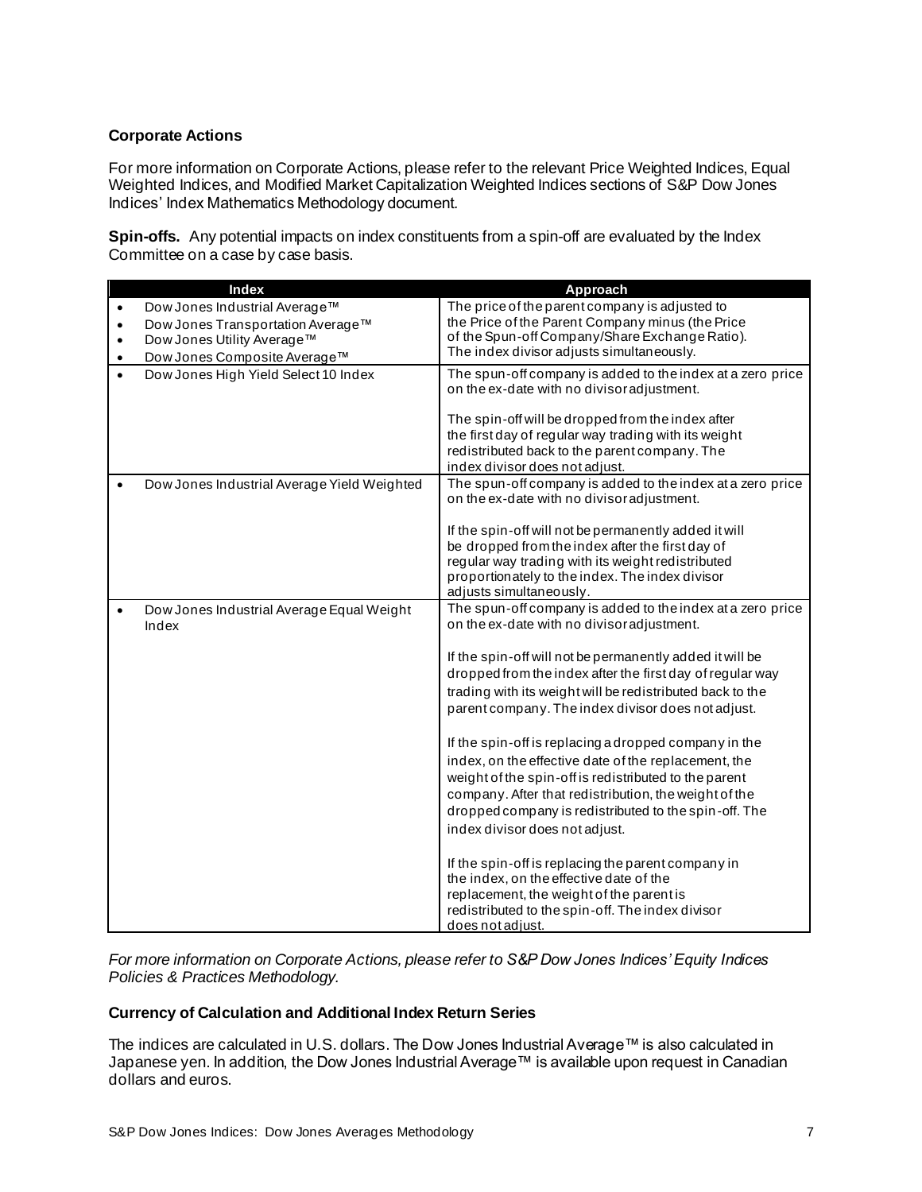### Corporate Actions

For more information on Corporate Actions, please refer to the relevant Price Weighted Indices, Equal Weighted Indices, and Modified Market Capitalization Weighted Indices sections of S&P Dow Jones Indices' Index Mathematics Methodology document.

**Spin-offs.** Any potential impacts on index constituents from a spin-off are evaluated by the Index Committee on a case by case basis.

| Index | Approach |
|---|---|
| • Dow Jones Industrial Average™<br>• Dow Jones Transportation Average™<br>• Dow Jones Utility Average™<br>• Dow Jones Composite Average™ | The price of the parent company is adjusted to the Price of the Parent Company minus (the Price of the Spun-off Company/Share Exchange Ratio). The index divisor adjusts simultaneously. |
| • Dow Jones High Yield Select 10 Index | The spun-off company is added to the index at a zero price on the ex-date with no divisor adjustment.<br><br>The spin-off will be dropped from the index after the first day of regular way trading with its weight redistributed back to the parent company. The index divisor does not adjust. |
| • Dow Jones Industrial Average Yield Weighted | The spun-off company is added to the index at a zero price on the ex-date with no divisor adjustment.<br><br>If the spin-off will not be permanently added it will be dropped from the index after the first day of regular way trading with its weight redistributed proportionately to the index. The index divisor adjusts simultaneously. |
| • Dow Jones Industrial Average Equal Weight Index | The spun-off company is added to the index at a zero price on the ex-date with no divisor adjustment.<br><br>If the spin-off will not be permanently added it will be dropped from the index after the first day of regular way trading with its weight will be redistributed back to the parent company. The index divisor does not adjust.<br><br>If the spin-off is replacing a dropped company in the index, on the effective date of the replacement, the weight of the spin-off is redistributed to the parent company. After that redistribution, the weight of the dropped company is redistributed to the spin-off. The index divisor does not adjust.<br><br>If the spin-off is replacing the parent company in the index, on the effective date of the replacement, the weight of the parent is redistributed to the spin-off. The index divisor does not adjust. |

*For more information on Corporate Actions, please refer to S&P Dow Jones Indices' Equity Indices Policies & Practices Methodology.*

### Currency of Calculation and Additional Index Return Series

The indices are calculated in U.S. dollars. The Dow Jones Industrial Average™ is also calculated in Japanese yen. In addition, the Dow Jones Industrial Average™ is available upon request in Canadian dollars and euros.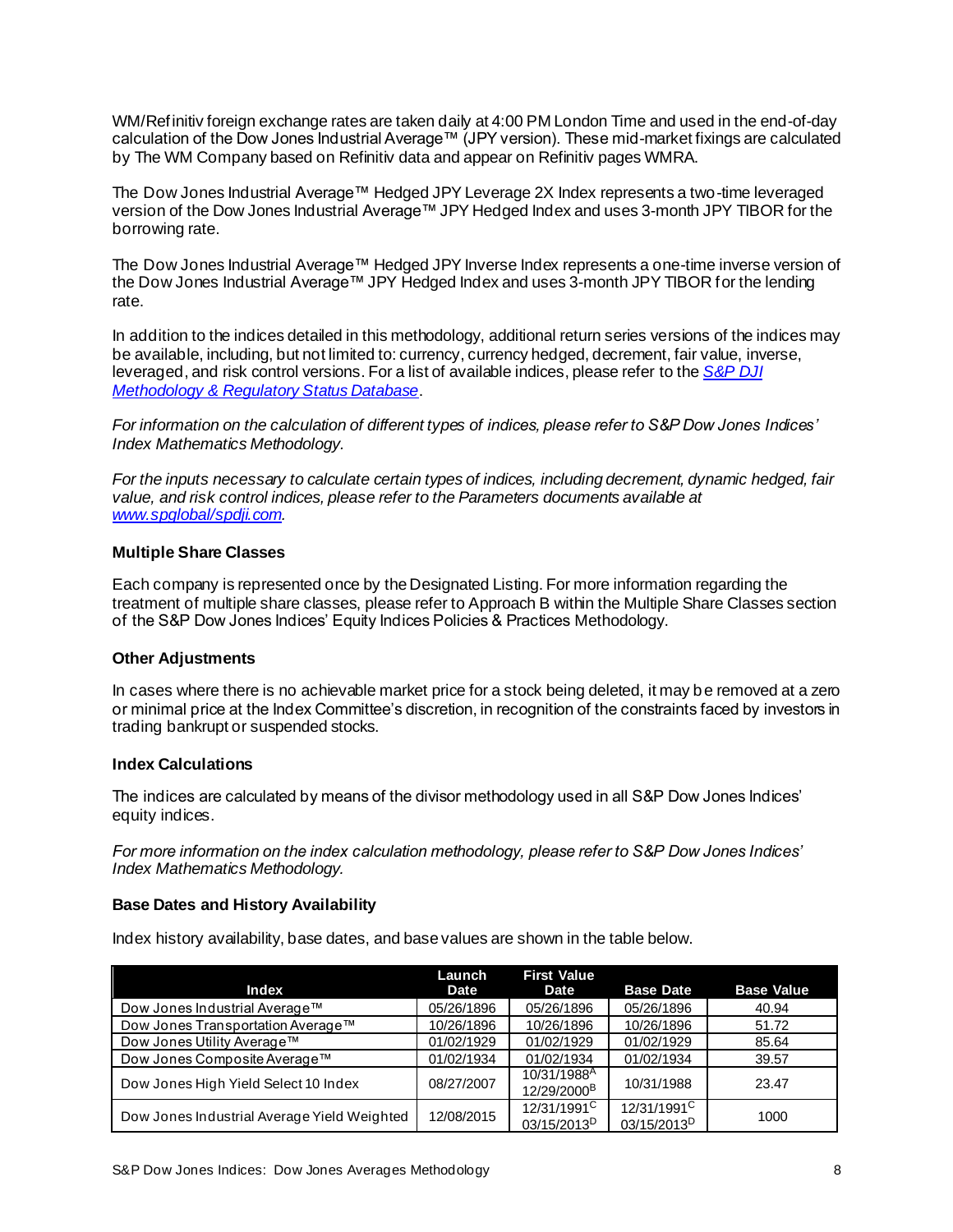WM/Refinitiv foreign exchange rates are taken daily at 4:00 PM London Time and used in the end-of-day calculation of the Dow Jones Industrial Average™ (JPY version). These mid-market fixings are calculated by The WM Company based on Refinitiv data and appear on Refinitiv pages WMRA.

The Dow Jones Industrial Average™ Hedged JPY Leverage 2X Index represents a two-time leveraged version of the Dow Jones Industrial Average™ JPY Hedged Index and uses 3-month JPY TIBOR for the borrowing rate.

The Dow Jones Industrial Average™ Hedged JPY Inverse Index represents a one-time inverse version of the Dow Jones Industrial Average™ JPY Hedged Index and uses 3-month JPY TIBOR for the lending rate.

In addition to the indices detailed in this methodology, additional return series versions of the indices may be available, including, but not limited to: currency, currency hedged, decrement, fair value, inverse, leveraged, and risk control versions. For a list of available indices, please refer to the *S&P DJI Methodology & Regulatory Status Database*.

*For information on the calculation of different types of indices, please refer to S&P Dow Jones Indices' Index Mathematics Methodology.*

*For the inputs necessary to calculate certain types of indices, including decrement, dynamic hedged, fair value, and risk control indices, please refer to the Parameters documents available at www.spglobal/spdji.com.*

### Multiple Share Classes

Each company is represented once by the Designated Listing. For more information regarding the treatment of multiple share classes, please refer to Approach B within the Multiple Share Classes section of the S&P Dow Jones Indices' Equity Indices Policies & Practices Methodology.

### Other Adjustments

In cases where there is no achievable market price for a stock being deleted, it may be removed at a zero or minimal price at the Index Committee's discretion, in recognition of the constraints faced by investors in trading bankrupt or suspended stocks.

### Index Calculations

The indices are calculated by means of the divisor methodology used in all S&P Dow Jones Indices' equity indices.

*For more information on the index calculation methodology, please refer to S&P Dow Jones Indices' Index Mathematics Methodology.*

### Base Dates and History Availability

Index history availability, base dates, and base values are shown in the table below.

| Index | Launch Date | First Value Date | Base Date | Base Value |
|---|---|---|---|---|
| Dow Jones Industrial Average™ | 05/26/1896 | 05/26/1896 | 05/26/1896 | 40.94 |
| Dow Jones Transportation Average™ | 10/26/1896 | 10/26/1896 | 10/26/1896 | 51.72 |
| Dow Jones Utility Average™ | 01/02/1929 | 01/02/1929 | 01/02/1929 | 85.64 |
| Dow Jones Composite Average™ | 01/02/1934 | 01/02/1934 | 01/02/1934 | 39.57 |
| Dow Jones High Yield Select 10 Index | 08/27/2007 | 10/31/1988[A] 12/29/2000[B] | 10/31/1988 | 23.47 |
| Dow Jones Industrial Average Yield Weighted | 12/08/2015 | 12/31/1991[C] 03/15/2013[D] | 12/31/1991[C] 03/15/2013[D] | 1000 |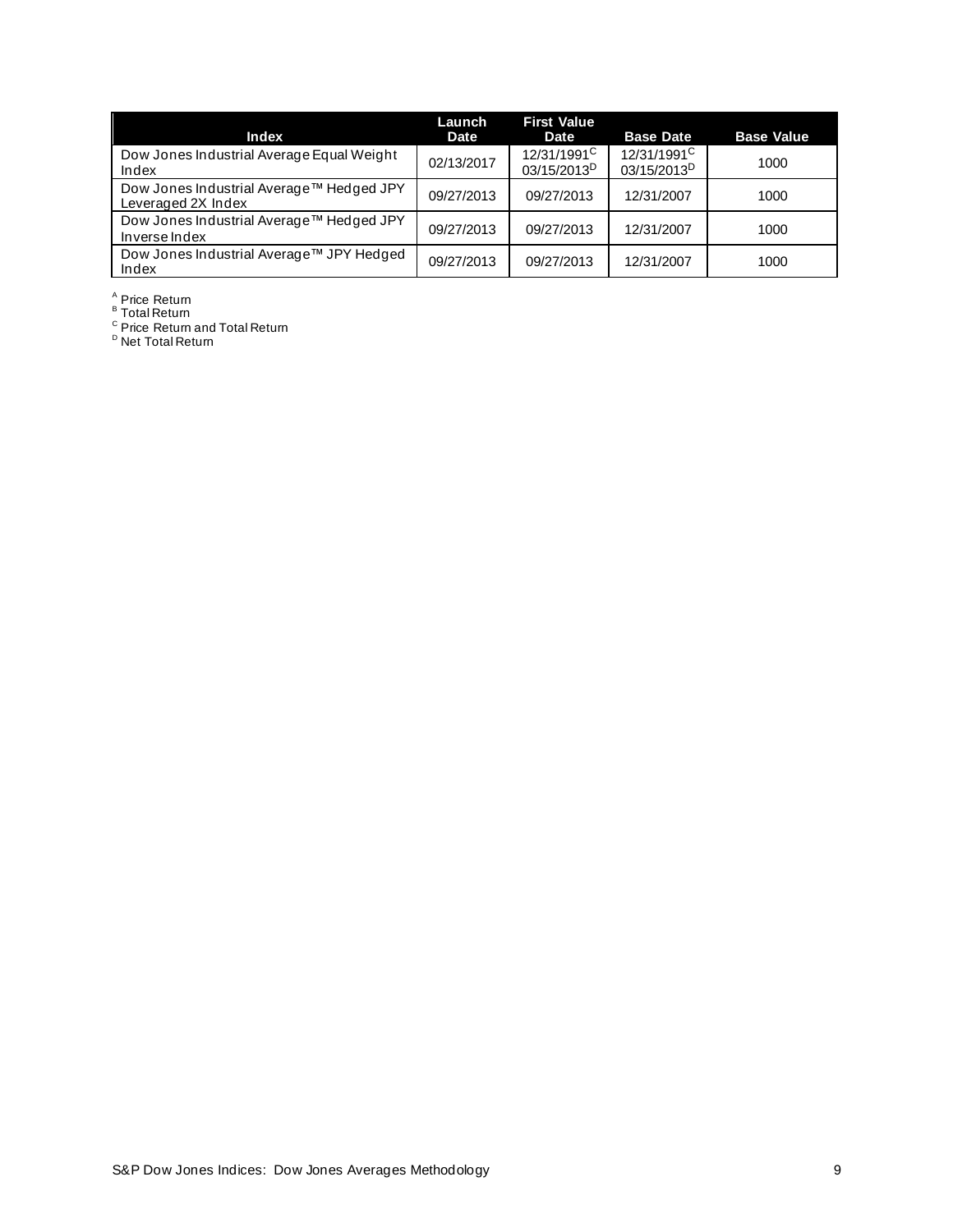| Index | Launch Date | First Value Date | Base Date | Base Value |
|---|---|---|---|---|
| Dow Jones Industrial Average Equal Weight Index | 02/13/2017 | 12/31/1991[C] 03/15/2013[D] | 12/31/1991[C] 03/15/2013[D] | 1000 |
| Dow Jones Industrial Average™ Hedged JPY Leveraged 2X Index | 09/27/2013 | 09/27/2013 | 12/31/2007 | 1000 |
| Dow Jones Industrial Average™ Hedged JPY Inverse Index | 09/27/2013 | 09/27/2013 | 12/31/2007 | 1000 |
| Dow Jones Industrial Average™ JPY Hedged Index | 09/27/2013 | 09/27/2013 | 12/31/2007 | 1000 |

[A] Price Return
[B] Total Return
[C] Price Return and Total Return
[D] Net Total Return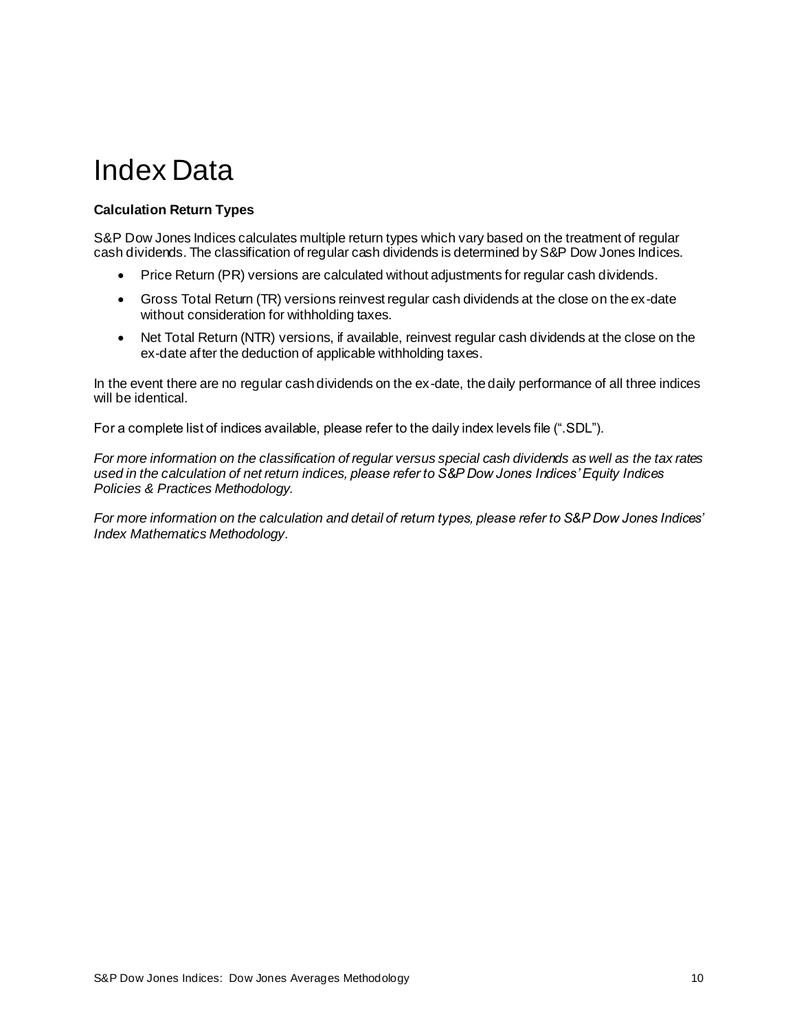# Index Data

**Calculation Return Types**

S&P Dow Jones Indices calculates multiple return types which vary based on the treatment of regular cash dividends. The classification of regular cash dividends is determined by S&P Dow Jones Indices.

- Price Return (PR) versions are calculated without adjustments for regular cash dividends.
- Gross Total Return (TR) versions reinvest regular cash dividends at the close on the ex-date without consideration for withholding taxes.
- Net Total Return (NTR) versions, if available, reinvest regular cash dividends at the close on the ex-date after the deduction of applicable withholding taxes.

In the event there are no regular cash dividends on the ex-date, the daily performance of all three indices will be identical.

For a complete list of indices available, please refer to the daily index levels file (".SDL").

*For more information on the classification of regular versus special cash dividends as well as the tax rates used in the calculation of net return indices, please refer to S&P Dow Jones Indices' Equity Indices Policies & Practices Methodology.*

*For more information on the calculation and detail of return types, please refer to S&P Dow Jones Indices' Index Mathematics Methodology*.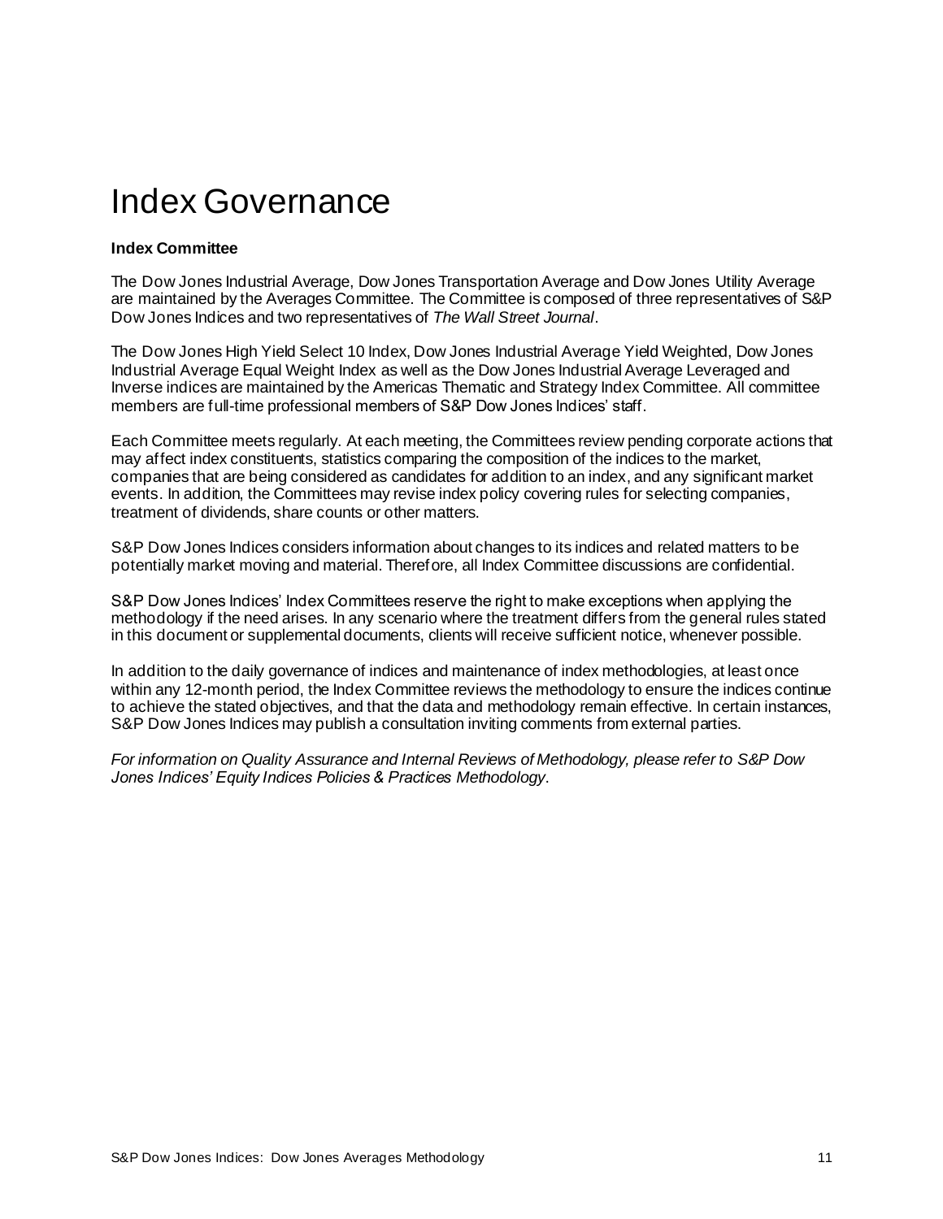# Index Governance

**Index Committee**

The Dow Jones Industrial Average, Dow Jones Transportation Average and Dow Jones Utility Average are maintained by the Averages Committee. The Committee is composed of three representatives of S&P Dow Jones Indices and two representatives of *The Wall Street Journal*.

The Dow Jones High Yield Select 10 Index, Dow Jones Industrial Average Yield Weighted, Dow Jones Industrial Average Equal Weight Index as well as the Dow Jones Industrial Average Leveraged and Inverse indices are maintained by the Americas Thematic and Strategy Index Committee. All committee members are full-time professional members of S&P Dow Jones Indices' staff.

Each Committee meets regularly. At each meeting, the Committees review pending corporate actions that may affect index constituents, statistics comparing the composition of the indices to the market, companies that are being considered as candidates for addition to an index, and any significant market events. In addition, the Committees may revise index policy covering rules for selecting companies, treatment of dividends, share counts or other matters.

S&P Dow Jones Indices considers information about changes to its indices and related matters to be potentially market moving and material. Therefore, all Index Committee discussions are confidential.

S&P Dow Jones Indices' Index Committees reserve the right to make exceptions when applying the methodology if the need arises. In any scenario where the treatment differs from the general rules stated in this document or supplemental documents, clients will receive sufficient notice, whenever possible.

In addition to the daily governance of indices and maintenance of index methodologies, at least once within any 12-month period, the Index Committee reviews the methodology to ensure the indices continue to achieve the stated objectives, and that the data and methodology remain effective. In certain instances, S&P Dow Jones Indices may publish a consultation inviting comments from external parties.

*For information on Quality Assurance and Internal Reviews of Methodology, please refer to S&P Dow Jones Indices' Equity Indices Policies & Practices Methodology*.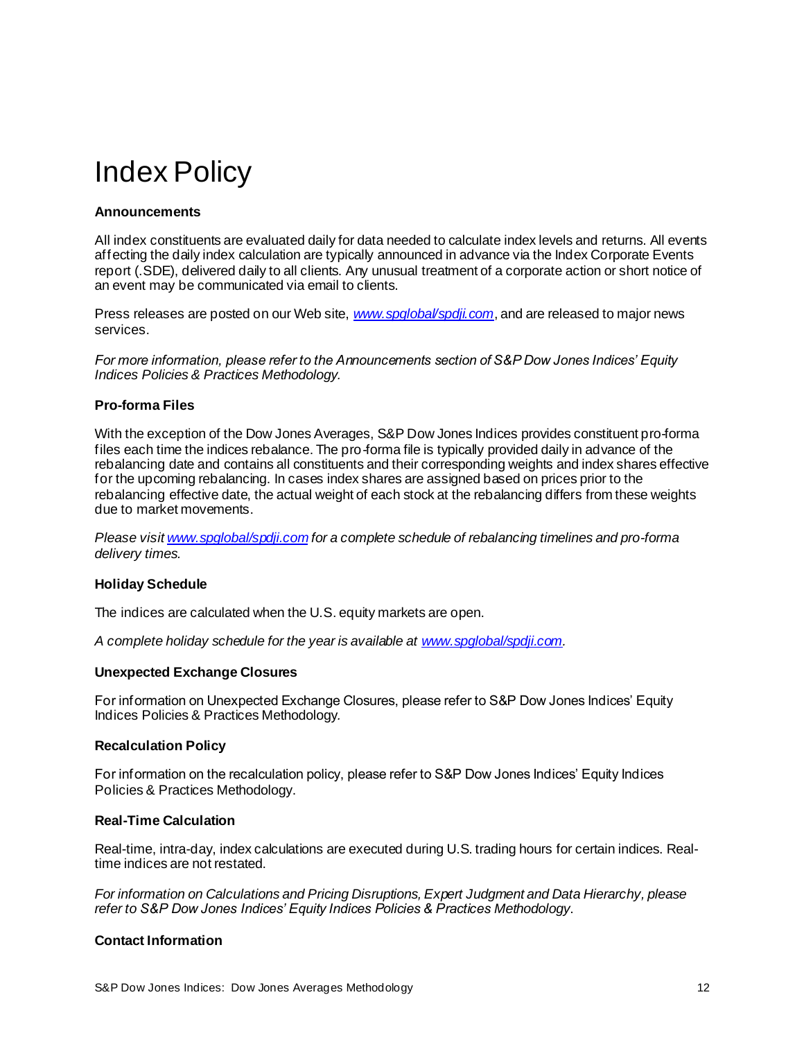# Index Policy

**Announcements**

All index constituents are evaluated daily for data needed to calculate index levels and returns. All events affecting the daily index calculation are typically announced in advance via the Index Corporate Events report (.SDE), delivered daily to all clients. Any unusual treatment of a corporate action or short notice of an event may be communicated via email to clients.

Press releases are posted on our Web site, [www.spglobal/spdji.com](www.spglobal/spdji.com), and are released to major news services.

*For more information, please refer to the Announcements section of S&P Dow Jones Indices' Equity Indices Policies & Practices Methodology.*

**Pro-forma Files**

With the exception of the Dow Jones Averages, S&P Dow Jones Indices provides constituent pro-forma files each time the indices rebalance. The pro-forma file is typically provided daily in advance of the rebalancing date and contains all constituents and their corresponding weights and index shares effective for the upcoming rebalancing. In cases index shares are assigned based on prices prior to the rebalancing effective date, the actual weight of each stock at the rebalancing differs from these weights due to market movements.

*Please visit [www.spglobal/spdji.com](www.spglobal/spdji.com) for a complete schedule of rebalancing timelines and pro-forma delivery times.*

**Holiday Schedule**

The indices are calculated when the U.S. equity markets are open.

*A complete holiday schedule for the year is available at [www.spglobal/spdji.com](www.spglobal/spdji.com).*

**Unexpected Exchange Closures**

For information on Unexpected Exchange Closures, please refer to S&P Dow Jones Indices' Equity Indices Policies & Practices Methodology.

**Recalculation Policy**

For information on the recalculation policy, please refer to S&P Dow Jones Indices' Equity Indices Policies & Practices Methodology.

**Real-Time Calculation**

Real-time, intra-day, index calculations are executed during U.S. trading hours for certain indices. Real-time indices are not restated.

*For information on Calculations and Pricing Disruptions, Expert Judgment and Data Hierarchy, please refer to S&P Dow Jones Indices' Equity Indices Policies & Practices Methodology.*

**Contact Information**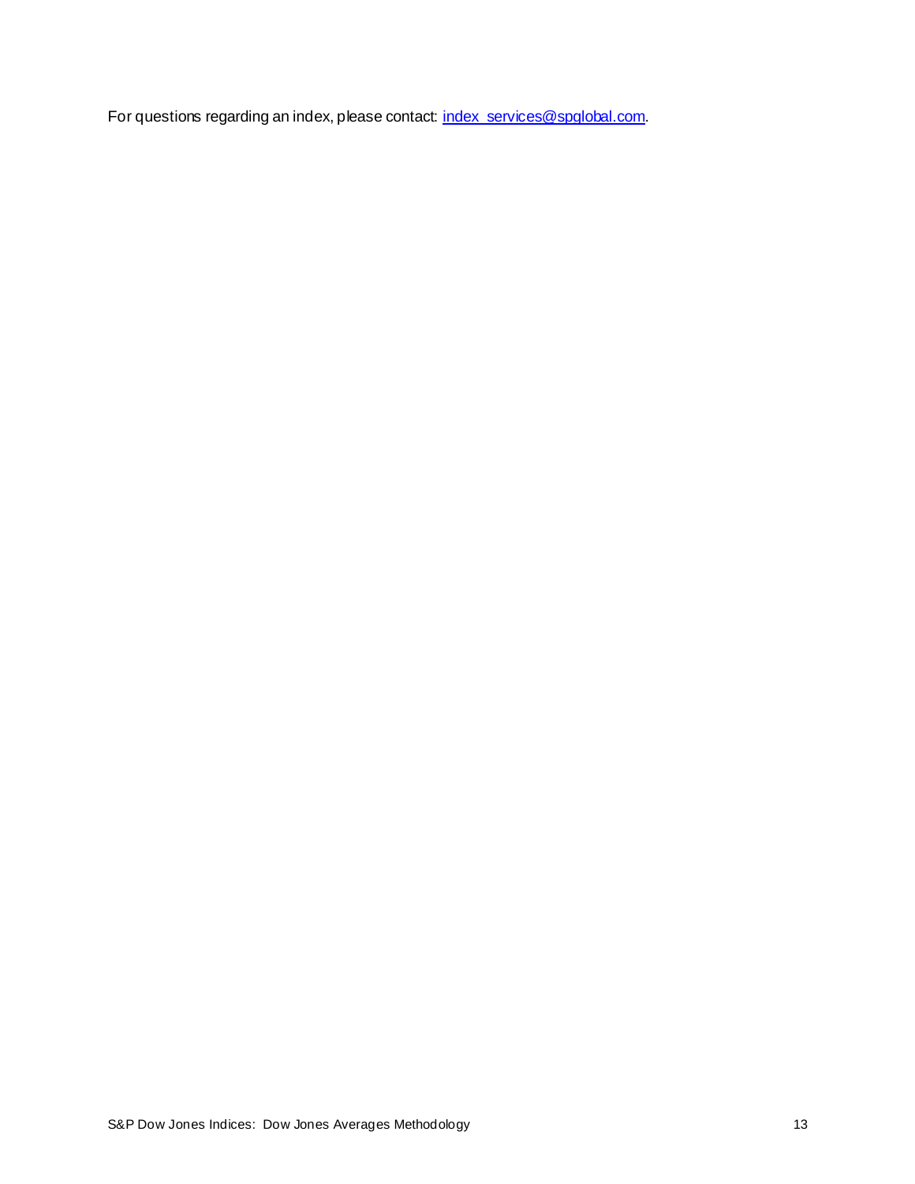For questions regarding an index, please contact: [index_services@spglobal.com](mailto:index_services@spglobal.com).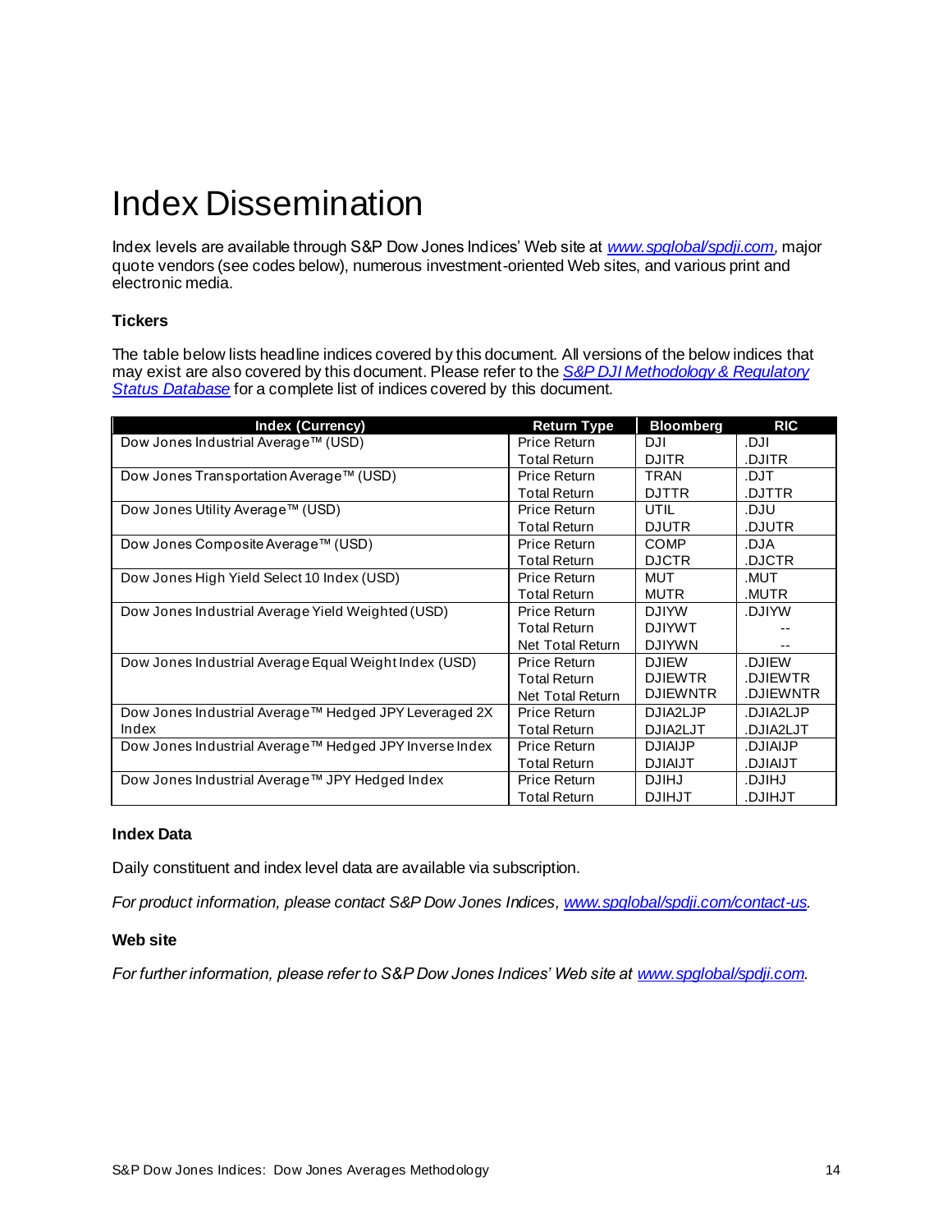# Index Dissemination

Index levels are available through S&P Dow Jones Indices' Web site at *[www.spglobal/spdji.com](www.spglobal/spdji.com)*, major quote vendors (see codes below), numerous investment-oriented Web sites, and various print and electronic media.

### Tickers

The table below lists headline indices covered by this document. All versions of the below indices that may exist are also covered by this document. Please refer to the *S&P DJI Methodology & Regulatory Status Database* for a complete list of indices covered by this document.

| Index (Currency) | Return Type | Bloomberg | RIC |
|---|---|---|---|
| Dow Jones Industrial Average™ (USD) | Price Return | DJI | .DJI |
| | Total Return | DJITR | .DJITR |
| Dow Jones Transportation Average™ (USD) | Price Return | TRAN | .DJT |
| | Total Return | DJTTR | .DJTTR |
| Dow Jones Utility Average™ (USD) | Price Return | UTIL | .DJU |
| | Total Return | DJUTR | .DJUTR |
| Dow Jones Composite Average™ (USD) | Price Return | COMP | .DJA |
| | Total Return | DJCTR | .DJCTR |
| Dow Jones High Yield Select 10 Index (USD) | Price Return | MUT | .MUT |
| | Total Return | MUTR | .MUTR |
| Dow Jones Industrial Average Yield Weighted (USD) | Price Return | DJIYW | .DJIYW |
| | Total Return | DJIYWT | -- |
| | Net Total Return | DJIYWN | -- |
| Dow Jones Industrial Average Equal Weight Index (USD) | Price Return | DJIEW | .DJIEW |
| | Total Return | DJIEWTR | .DJIEWTR |
| | Net Total Return | DJIEWNTR | .DJIEWNTR |
| Dow Jones Industrial Average™ Hedged JPY Leveraged 2X Index | Price Return | DJIA2LJP | .DJIA2LJP |
| | Total Return | DJIA2LJT | .DJIA2LJT |
| Dow Jones Industrial Average™ Hedged JPY Inverse Index | Price Return | DJIAIJP | .DJIAIJP |
| | Total Return | DJIAIJT | .DJIAIJT |
| Dow Jones Industrial Average™ JPY Hedged Index | Price Return | DJIHJ | .DJIHJ |
| | Total Return | DJIHJT | .DJIHJT |

### Index Data

Daily constituent and index level data are available via subscription.

*For product information, please contact S&P Dow Jones Indices, [www.spglobal/spdji.com/contact-us](www.spglobal/spdji.com/contact-us).*

### Web site

*For further information, please refer to S&P Dow Jones Indices' Web site at [www.spglobal/spdji.com](www.spglobal/spdji.com).*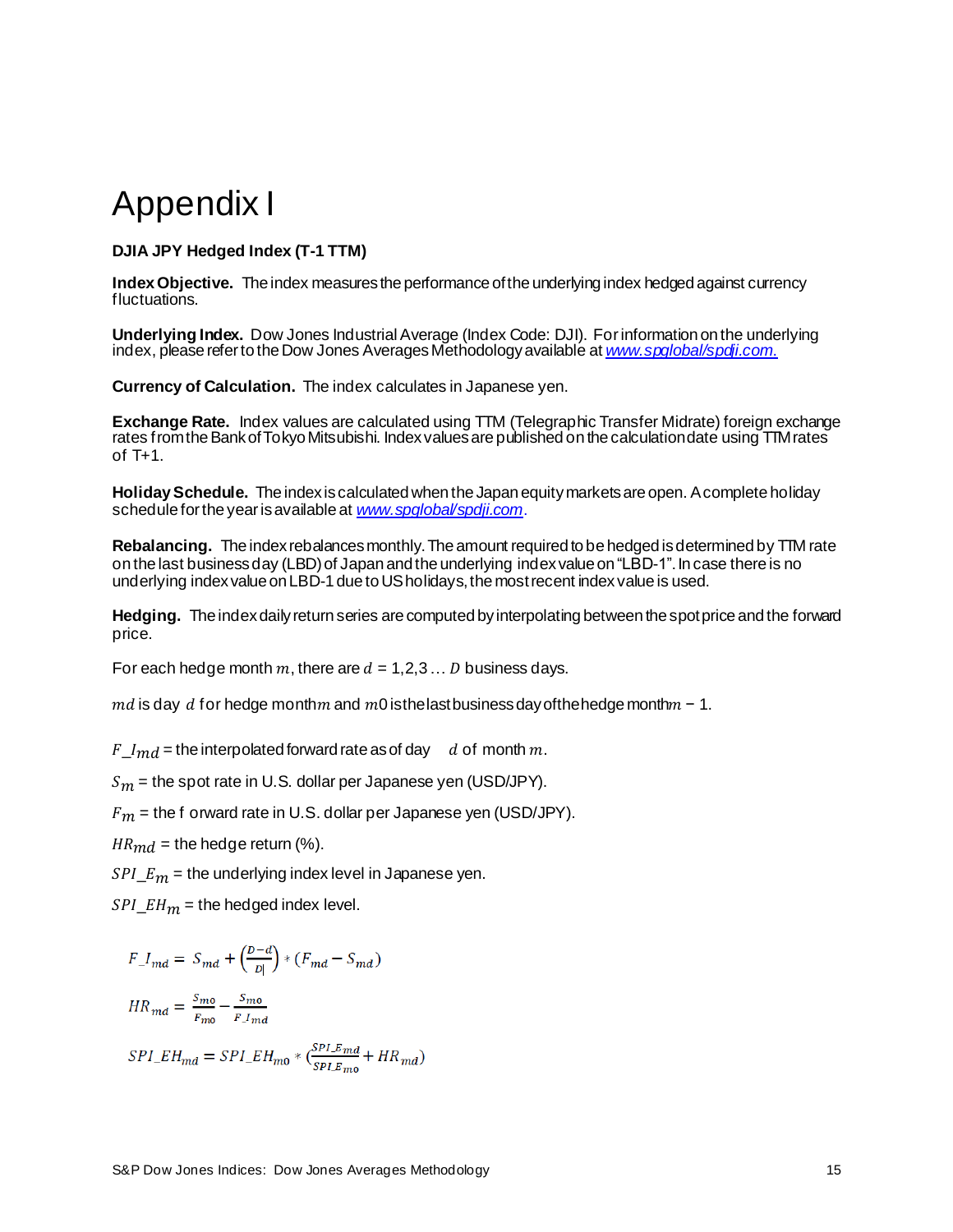# Appendix I

**DJIA JPY Hedged Index (T-1 TTM)**

**Index Objective.** The index measures the performance of the underlying index hedged against currency fluctuations.

**Underlying Index.** Dow Jones Industrial Average (Index Code: DJI). For information on the underlying index, please refer to the Dow Jones Averages Methodology available at *www.spglobal/spdji.com.*

**Currency of Calculation.** The index calculates in Japanese yen.

**Exchange Rate.** Index values are calculated using TTM (Telegraphic Transfer Midrate) foreign exchange rates from the Bank of Tokyo Mitsubishi. Index values are published on the calculation date using TTM rates of T+1.

**Holiday Schedule.** The index is calculated when the Japan equity markets are open. A complete holiday schedule for the year is available at *www.spglobal/spdji.com*.

**Rebalancing.** The index rebalances monthly. The amount required to be hedged is determined by TTM rate on the last business day (LBD) of Japan and the underlying index value on "LBD-1". In case there is no underlying index value on LBD-1 due to US holidays, the most recent index value is used.

**Hedging.** The index daily return series are computed by interpolating between the spot price and the forward price.

For each hedge month $m$, there are $d$ = 1,2,3 … $D$ business days.

$md$ is day $d$ for hedge month $m$ and $m0$ is the last business day of the hedge month $m$ − 1.

$F\_I_{md}$ = the interpolated forward rate as of day $d$ of month $m$.

$S_m$ = the spot rate in U.S. dollar per Japanese yen (USD/JPY).

$F_m$ = the forward rate in U.S. dollar per Japanese yen (USD/JPY).

$HR_{md}$ = the hedge return (%).

$SPI\_E_m$ = the underlying index level in Japanese yen.

$SPI\_EH_m$ = the hedged index level.

$$F\_I_{md} = S_{md} + \left(\frac{D-d}{D}\right) * (F_{md} - S_{md})$$

$$HR_{md} = \frac{S_{m0}}{F_{m0}} - \frac{S_{m0}}{F\_I_{md}}$$

$$SPI\_EH_{md} = SPI\_EH_{m0} * \left(\frac{SPI\_E_{md}}{SPI\_E_{m0}} + HR_{md}\right)$$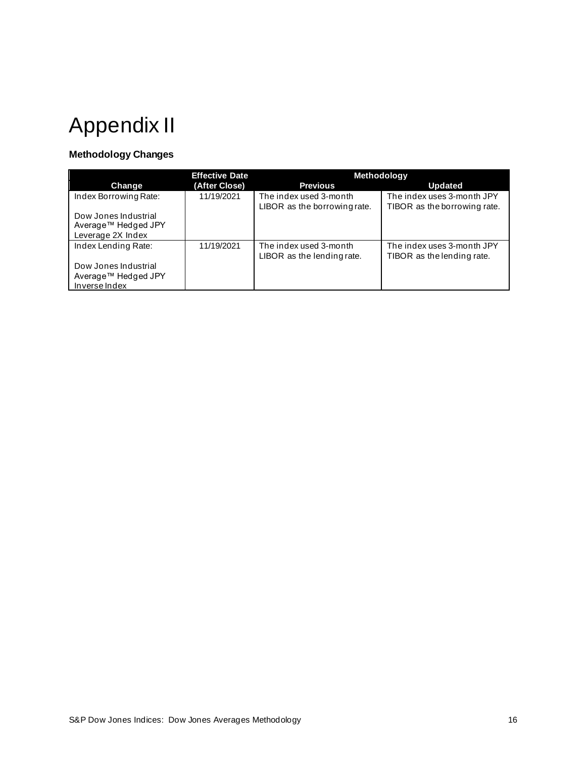# Appendix II

### Methodology Changes

| Change | Effective Date (After Close) | Methodology | |
|---|---|---|---|
| | | Previous | Updated |
| Index Borrowing Rate: Dow Jones Industrial Average™ Hedged JPY Leverage 2X Index | 11/19/2021 | The index used 3-month LIBOR as the borrowing rate. | The index uses 3-month JPY TIBOR as the borrowing rate. |
| Index Lending Rate: Dow Jones Industrial Average™ Hedged JPY Inverse Index | 11/19/2021 | The index used 3-month LIBOR as the lending rate. | The index uses 3-month JPY TIBOR as the lending rate. |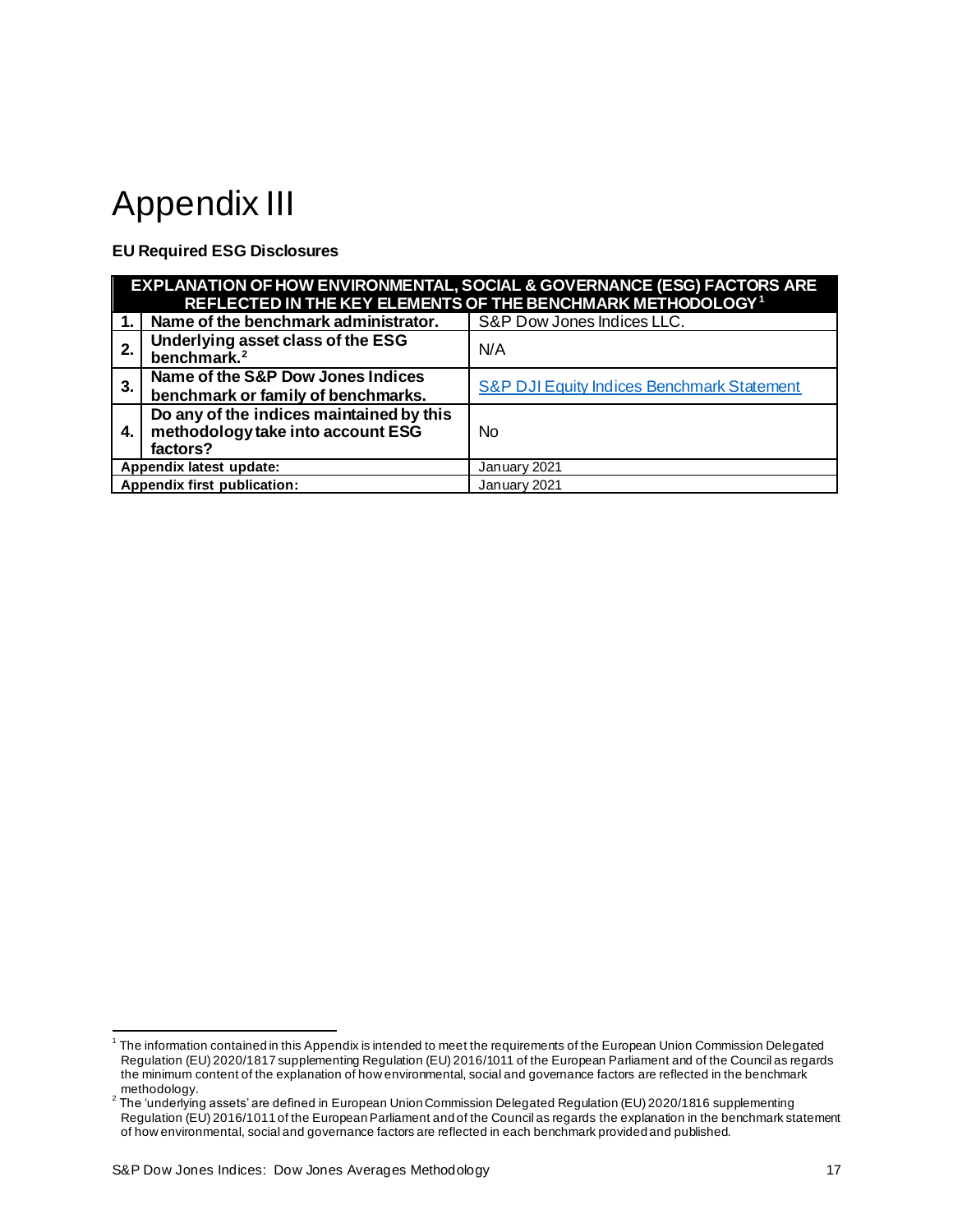# Appendix III

**EU Required ESG Disclosures**

| EXPLANATION OF HOW ENVIRONMENTAL, SOCIAL & GOVERNANCE (ESG) FACTORS ARE REFLECTED IN THE KEY ELEMENTS OF THE BENCHMARK METHODOLOGY[1] | | |
|---|---|---|
| **1.** | **Name of the benchmark administrator.** | S&P Dow Jones Indices LLC. |
| **2.** | **Underlying asset class of the ESG benchmark.[2]** | N/A |
| **3.** | **Name of the S&P Dow Jones Indices benchmark or family of benchmarks.** | S&P DJI Equity Indices Benchmark Statement |
| **4.** | **Do any of the indices maintained by this methodology take into account ESG factors?** | No |
| **Appendix latest update:** | | January 2021 |
| **Appendix first publication:** | | January 2021 |

[1] The information contained in this Appendix is intended to meet the requirements of the European Union Commission Delegated Regulation (EU) 2020/1817 supplementing Regulation (EU) 2016/1011 of the European Parliament and of the Council as regards the minimum content of the explanation of how environmental, social and governance factors are reflected in the benchmark methodology.

[2] The 'underlying assets' are defined in European Union Commission Delegated Regulation (EU) 2020/1816 supplementing Regulation (EU) 2016/1011 of the European Parliament and of the Council as regards the explanation in the benchmark statement of how environmental, social and governance factors are reflected in each benchmark provided and published.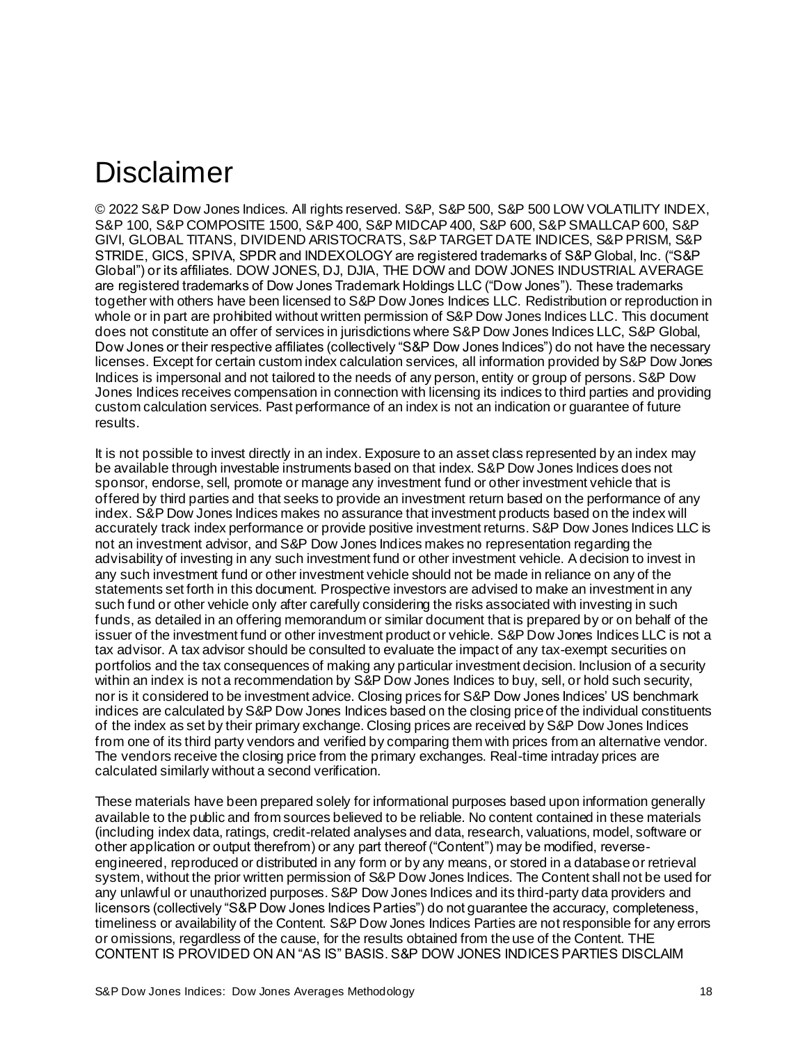# Disclaimer

© 2022 S&P Dow Jones Indices. All rights reserved. S&P, S&P 500, S&P 500 LOW VOLATILITY INDEX, S&P 100, S&P COMPOSITE 1500, S&P 400, S&P MIDCAP 400, S&P 600, S&P SMALLCAP 600, S&P GIVI, GLOBAL TITANS, DIVIDEND ARISTOCRATS, S&P TARGET DATE INDICES, S&P PRISM, S&P STRIDE, GICS, SPIVA, SPDR and INDEXOLOGY are registered trademarks of S&P Global, Inc. ("S&P Global") or its affiliates. DOW JONES, DJ, DJIA, THE DOW and DOW JONES INDUSTRIAL AVERAGE are registered trademarks of Dow Jones Trademark Holdings LLC ("Dow Jones"). These trademarks together with others have been licensed to S&P Dow Jones Indices LLC. Redistribution or reproduction in whole or in part are prohibited without written permission of S&P Dow Jones Indices LLC. This document does not constitute an offer of services in jurisdictions where S&P Dow Jones Indices LLC, S&P Global, Dow Jones or their respective affiliates (collectively "S&P Dow Jones Indices") do not have the necessary licenses. Except for certain custom index calculation services, all information provided by S&P Dow Jones Indices is impersonal and not tailored to the needs of any person, entity or group of persons. S&P Dow Jones Indices receives compensation in connection with licensing its indices to third parties and providing custom calculation services. Past performance of an index is not an indication or guarantee of future results.

It is not possible to invest directly in an index. Exposure to an asset class represented by an index may be available through investable instruments based on that index. S&P Dow Jones Indices does not sponsor, endorse, sell, promote or manage any investment fund or other investment vehicle that is offered by third parties and that seeks to provide an investment return based on the performance of any index. S&P Dow Jones Indices makes no assurance that investment products based on the index will accurately track index performance or provide positive investment returns. S&P Dow Jones Indices LLC is not an investment advisor, and S&P Dow Jones Indices makes no representation regarding the advisability of investing in any such investment fund or other investment vehicle. A decision to invest in any such investment fund or other investment vehicle should not be made in reliance on any of the statements set forth in this document. Prospective investors are advised to make an investment in any such fund or other vehicle only after carefully considering the risks associated with investing in such funds, as detailed in an offering memorandum or similar document that is prepared by or on behalf of the issuer of the investment fund or other investment product or vehicle. S&P Dow Jones Indices LLC is not a tax advisor. A tax advisor should be consulted to evaluate the impact of any tax-exempt securities on portfolios and the tax consequences of making any particular investment decision. Inclusion of a security within an index is not a recommendation by S&P Dow Jones Indices to buy, sell, or hold such security, nor is it considered to be investment advice. Closing prices for S&P Dow Jones Indices' US benchmark indices are calculated by S&P Dow Jones Indices based on the closing price of the individual constituents of the index as set by their primary exchange. Closing prices are received by S&P Dow Jones Indices from one of its third party vendors and verified by comparing them with prices from an alternative vendor. The vendors receive the closing price from the primary exchanges. Real-time intraday prices are calculated similarly without a second verification.

These materials have been prepared solely for informational purposes based upon information generally available to the public and from sources believed to be reliable. No content contained in these materials (including index data, ratings, credit-related analyses and data, research, valuations, model, software or other application or output therefrom) or any part thereof ("Content") may be modified, reverse-engineered, reproduced or distributed in any form or by any means, or stored in a database or retrieval system, without the prior written permission of S&P Dow Jones Indices. The Content shall not be used for any unlawful or unauthorized purposes. S&P Dow Jones Indices and its third-party data providers and licensors (collectively "S&P Dow Jones Indices Parties") do not guarantee the accuracy, completeness, timeliness or availability of the Content. S&P Dow Jones Indices Parties are not responsible for any errors or omissions, regardless of the cause, for the results obtained from the use of the Content. THE CONTENT IS PROVIDED ON AN "AS IS" BASIS. S&P DOW JONES INDICES PARTIES DISCLAIM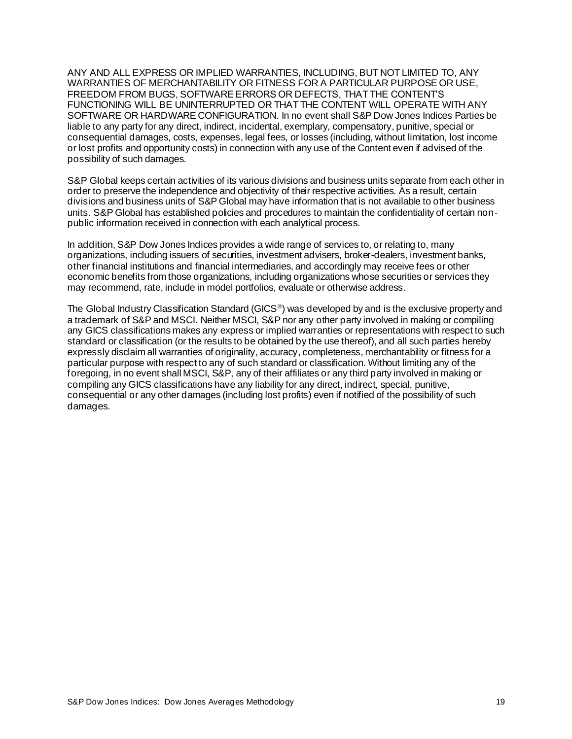ANY AND ALL EXPRESS OR IMPLIED WARRANTIES, INCLUDING, BUT NOT LIMITED TO, ANY WARRANTIES OF MERCHANTABILITY OR FITNESS FOR A PARTICULAR PURPOSE OR USE, FREEDOM FROM BUGS, SOFTWARE ERRORS OR DEFECTS, THAT THE CONTENT'S FUNCTIONING WILL BE UNINTERRUPTED OR THAT THE CONTENT WILL OPERATE WITH ANY SOFTWARE OR HARDWARE CONFIGURATION. In no event shall S&P Dow Jones Indices Parties be liable to any party for any direct, indirect, incidental, exemplary, compensatory, punitive, special or consequential damages, costs, expenses, legal fees, or losses (including, without limitation, lost income or lost profits and opportunity costs) in connection with any use of the Content even if advised of the possibility of such damages.

S&P Global keeps certain activities of its various divisions and business units separate from each other in order to preserve the independence and objectivity of their respective activities. As a result, certain divisions and business units of S&P Global may have information that is not available to other business units. S&P Global has established policies and procedures to maintain the confidentiality of certain non-public information received in connection with each analytical process.

In addition, S&P Dow Jones Indices provides a wide range of services to, or relating to, many organizations, including issuers of securities, investment advisers, broker-dealers, investment banks, other financial institutions and financial intermediaries, and accordingly may receive fees or other economic benefits from those organizations, including organizations whose securities or services they may recommend, rate, include in model portfolios, evaluate or otherwise address.

The Global Industry Classification Standard (GICS®) was developed by and is the exclusive property and a trademark of S&P and MSCI. Neither MSCI, S&P nor any other party involved in making or compiling any GICS classifications makes any express or implied warranties or representations with respect to such standard or classification (or the results to be obtained by the use thereof), and all such parties hereby expressly disclaim all warranties of originality, accuracy, completeness, merchantability or fitness for a particular purpose with respect to any of such standard or classification. Without limiting any of the foregoing, in no event shall MSCI, S&P, any of their affiliates or any third party involved in making or compiling any GICS classifications have any liability for any direct, indirect, special, punitive, consequential or any other damages (including lost profits) even if notified of the possibility of such damages.